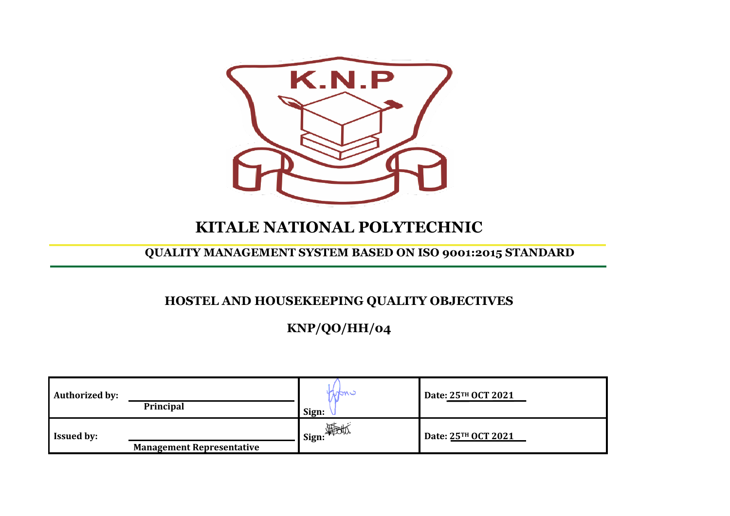K.N.P

# KITALE NATIONAL POLYTECHNIC

## QUALITY MANAGEMENT SYSTEM BASED ON ISO 9001:2015 STANDARD

## HOSTEL AND HOUSEKEEPING QUALITY OBJECTIVES

## KNP/QO/HH/04

| | | |
|---|---|---|
| **Authorized by:** **Principal** | **Sign:** | **Date: 25TH OCT 2021** |
| **Issued by:** **Management Representative** | **Sign:** | **Date: 25TH OCT 2021** |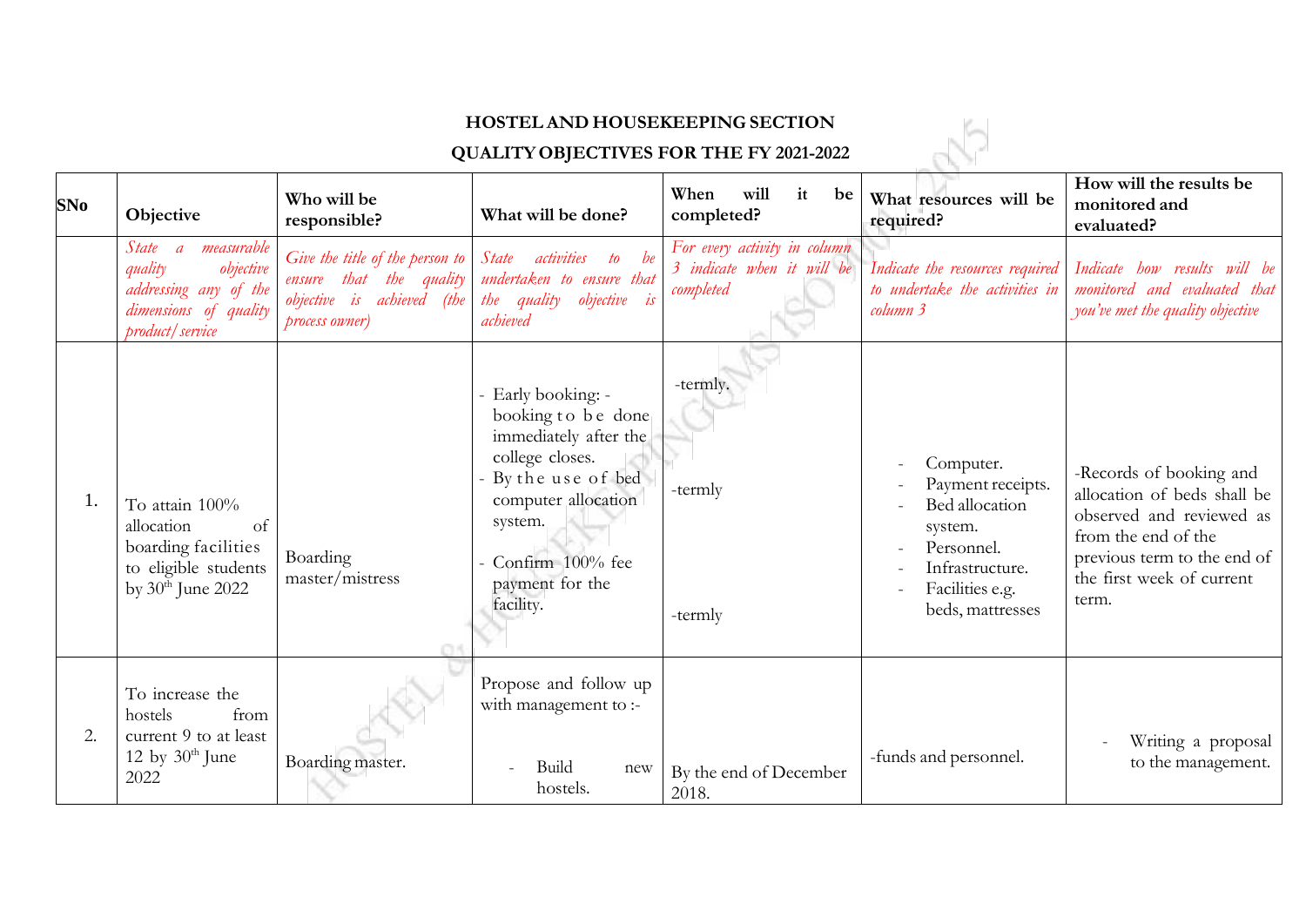**HOSTEL AND HOUSEKEEPING SECTION**

**QUALITY OBJECTIVES FOR THE FY 2021-2022**

| SNo | Objective | Who will be responsible? | What will be done? | When will it be completed? | What resources will be required? | How will the results be monitored and evaluated? |
|---|---|---|---|---|---|---|
| | *State a measurable quality objective addressing any of the dimensions of quality product/service* | *Give the title of the person to ensure that the quality objective is achieved (the process owner)* | *State activities to be undertaken to ensure that the quality objective is achieved* | *For every activity in column 3 indicate when it will be completed* | *Indicate the resources required to undertake the activities in column 3* | *Indicate how results will be monitored and evaluated that you've met the quality objective* |
| 1. | To attain 100% allocation of boarding facilities to eligible students by 30th June 2022 | Boarding master/mistress | - Early booking: - booking to be done immediately after the college closes.<br>- By the use of bed computer allocation system.<br>- Confirm 100% fee payment for the facility. | -termly.<br>-termly<br>-termly | - Computer.<br>- Payment receipts.<br>- Bed allocation system.<br>- Personnel.<br>- Infrastructure.<br>- Facilities e.g. beds, mattresses | -Records of booking and allocation of beds shall be observed and reviewed as from the end of the previous term to the end of the first week of current term. |
| 2. | To increase the hostels from current 9 to at least 12 by 30th June 2022 | Boarding master. | Propose and follow up with management to :-<br>- Build new hostels. | By the end of December 2018. | -funds and personnel. | - Writing a proposal to the management. |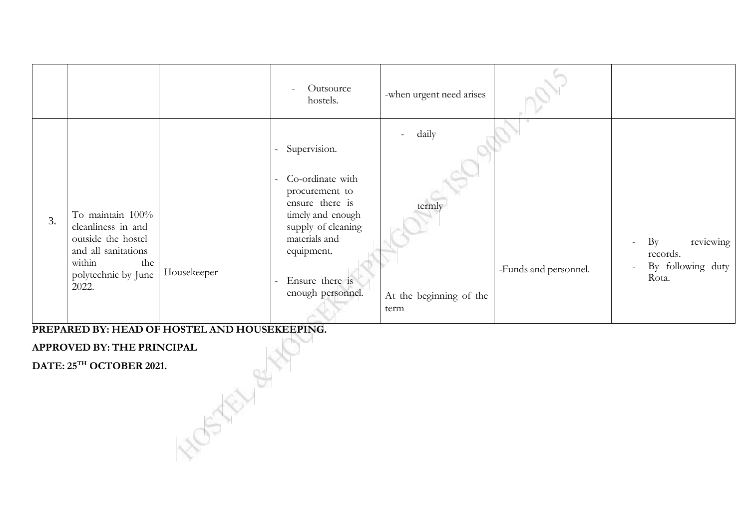| | | | | | | |
|---|---|---|---|---|---|---|
| | | | - Outsource hostels. | -when urgent need arises | | |
| 3. | To maintain 100% cleanliness in and outside the hostel and all sanitations within the polytechnic by June 2022. | Housekeeper | - Supervision.<br>- Co-ordinate with procurement to ensure there is timely and enough supply of cleaning materials and equipment.<br>- Ensure there is enough personnel. | - daily<br>termly<br>At the beginning of the term | -Funds and personnel. | - By reviewing records.<br>- By following duty Rota. |

**PREPARED BY: HEAD OF HOSTEL AND HOUSEKEEPING.**

**APPROVED BY: THE PRINCIPAL**

**DATE: 25TH OCTOBER 2021.**